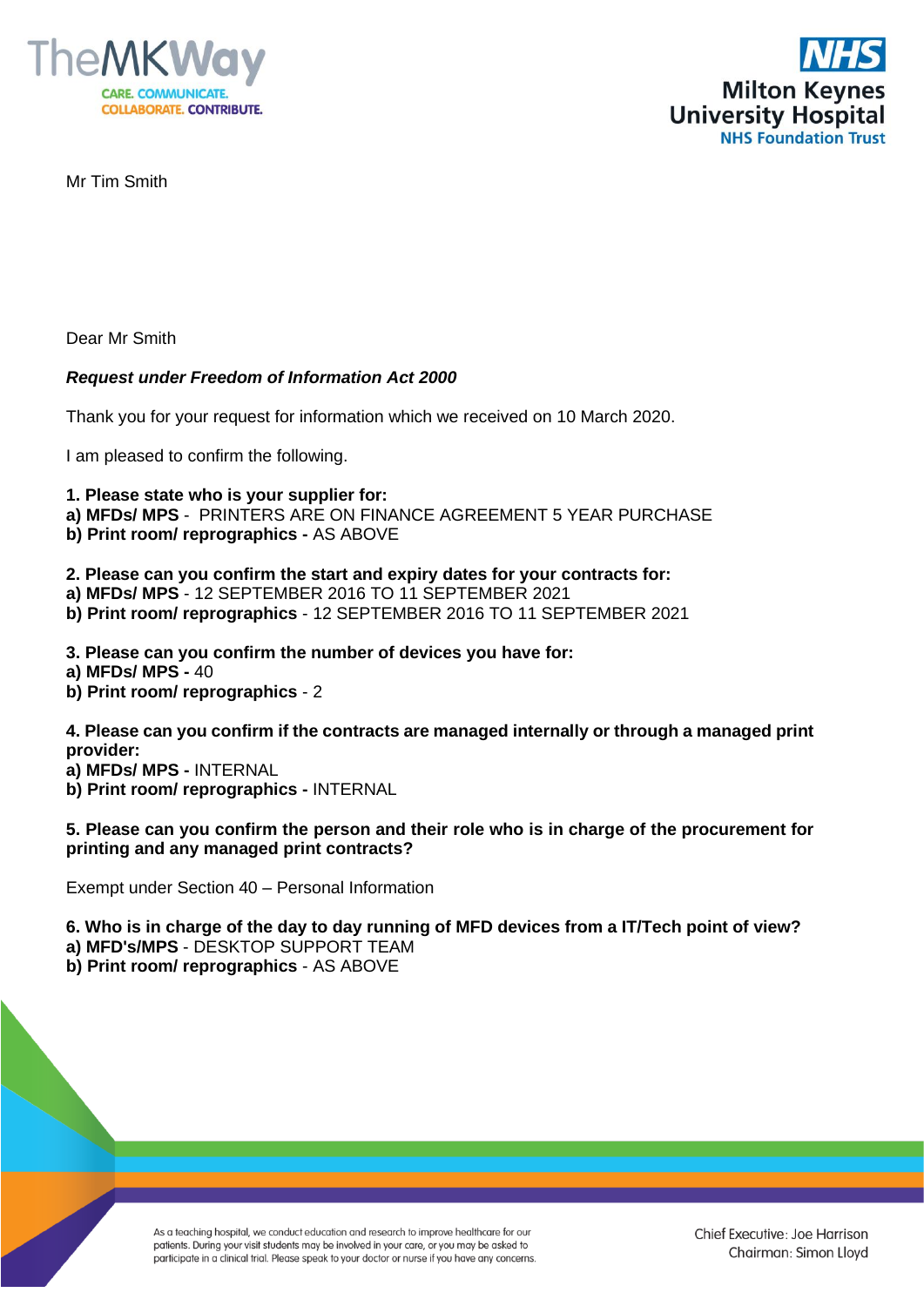Mr Tim Smith

Dear Mr Smith

***Request under Freedom of Information Act 2000***

Thank you for your request for information which we received on 10 March 2020.

I am pleased to confirm the following.

**1. Please state who is your supplier for:**
**a) MFDs/ MPS** - PRINTERS ARE ON FINANCE AGREEMENT 5 YEAR PURCHASE
**b) Print room/ reprographics -** AS ABOVE

**2. Please can you confirm the start and expiry dates for your contracts for:**
**a) MFDs/ MPS** - 12 SEPTEMBER 2016 TO 11 SEPTEMBER 2021
**b) Print room/ reprographics** - 12 SEPTEMBER 2016 TO 11 SEPTEMBER 2021

**3. Please can you confirm the number of devices you have for:**
**a) MFDs/ MPS -** 40
**b) Print room/ reprographics** - 2

**4. Please can you confirm if the contracts are managed internally or through a managed print provider:**
**a) MFDs/ MPS -** INTERNAL
**b) Print room/ reprographics -** INTERNAL

**5. Please can you confirm the person and their role who is in charge of the procurement for printing and any managed print contracts?**

Exempt under Section 40 – Personal Information

**6. Who is in charge of the day to day running of MFD devices from a IT/Tech point of view?**
**a) MFD's/MPS** - DESKTOP SUPPORT TEAM
**b) Print room/ reprographics** - AS ABOVE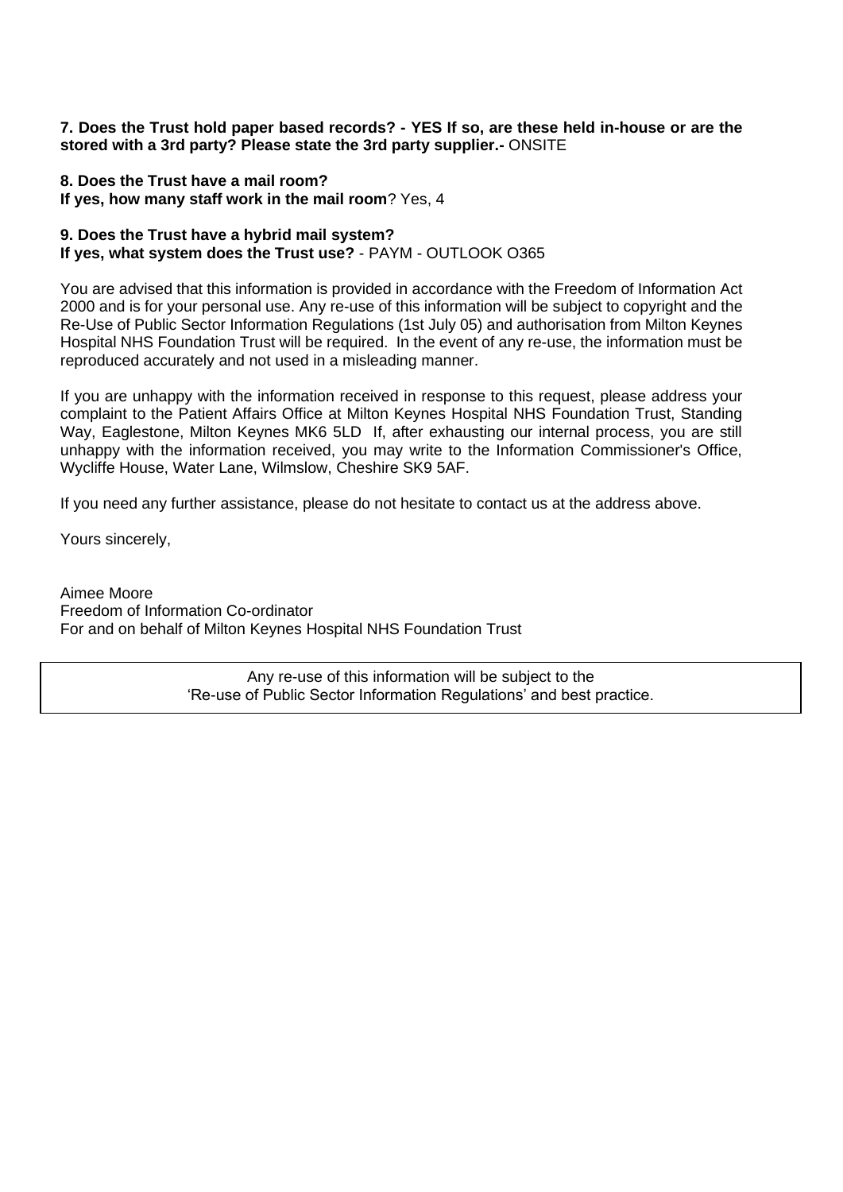**7. Does the Trust hold paper based records? - YES If so, are these held in-house or are the stored with a 3rd party? Please state the 3rd party supplier.-** ONSITE

**8. Does the Trust have a mail room?**
**If yes, how many staff work in the mail room**? Yes, 4

**9. Does the Trust have a hybrid mail system?**
**If yes, what system does the Trust use?** - PAYM - OUTLOOK O365

You are advised that this information is provided in accordance with the Freedom of Information Act 2000 and is for your personal use. Any re-use of this information will be subject to copyright and the Re-Use of Public Sector Information Regulations (1st July 05) and authorisation from Milton Keynes Hospital NHS Foundation Trust will be required. In the event of any re-use, the information must be reproduced accurately and not used in a misleading manner.

If you are unhappy with the information received in response to this request, please address your complaint to the Patient Affairs Office at Milton Keynes Hospital NHS Foundation Trust, Standing Way, Eaglestone, Milton Keynes MK6 5LD If, after exhausting our internal process, you are still unhappy with the information received, you may write to the Information Commissioner's Office, Wycliffe House, Water Lane, Wilmslow, Cheshire SK9 5AF.

If you need any further assistance, please do not hesitate to contact us at the address above.

Yours sincerely,

Aimee Moore
Freedom of Information Co-ordinator
For and on behalf of Milton Keynes Hospital NHS Foundation Trust

Any re-use of this information will be subject to the
'Re-use of Public Sector Information Regulations' and best practice.